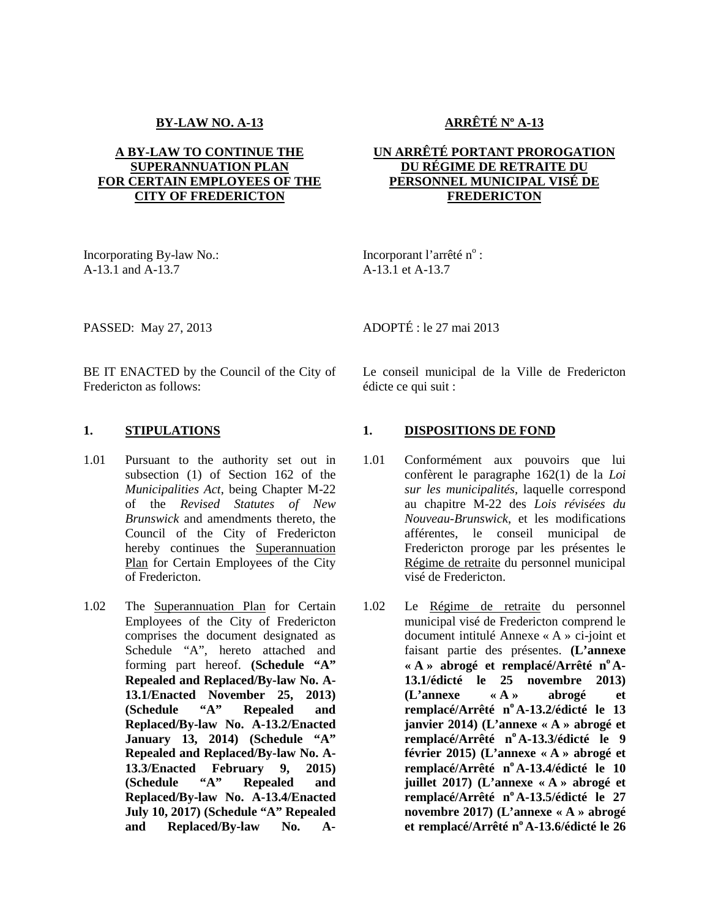**BY-LAW NO. A-13**

**A BY-LAW TO CONTINUE THE SUPERANNUATION PLAN FOR CERTAIN EMPLOYEES OF THE CITY OF FREDERICTON**

Incorporating By-law No.:
A-13.1 and A-13.7

PASSED: May 27, 2013

BE IT ENACTED by the Council of the City of Fredericton as follows:

**1. STIPULATIONS**

1.01 Pursuant to the authority set out in subsection (1) of Section 162 of the *Municipalities Act*, being Chapter M-22 of the *Revised Statutes of New Brunswick* and amendments thereto, the Council of the City of Fredericton hereby continues the Superannuation Plan for Certain Employees of the City of Fredericton.

1.02 The Superannuation Plan for Certain Employees of the City of Fredericton comprises the document designated as Schedule "A", hereto attached and forming part hereof. **(Schedule "A" Repealed and Replaced/By-law No. A-13.1/Enacted November 25, 2013) (Schedule "A" Repealed and Replaced/By-law No. A-13.2/Enacted January 13, 2014) (Schedule "A" Repealed and Replaced/By-law No. A-13.3/Enacted February 9, 2015) (Schedule "A" Repealed and Replaced/By-law No. A-13.4/Enacted July 10, 2017) (Schedule "A" Repealed and Replaced/By-law No. A-**

**ARRÊTÉ Nº A-13**

**UN ARRÊTÉ PORTANT PROROGATION DU RÉGIME DE RETRAITE DU PERSONNEL MUNICIPAL VISÉ DE FREDERICTON**

Incorporant l'arrêté nº :
A-13.1 et A-13.7

ADOPTÉ : le 27 mai 2013

Le conseil municipal de la Ville de Fredericton édicte ce qui suit :

**1. DISPOSITIONS DE FOND**

1.01 Conformément aux pouvoirs que lui confèrent le paragraphe 162(1) de la *Loi sur les municipalités*, laquelle correspond au chapitre M-22 des *Lois révisées du Nouveau-Brunswick*, et les modifications afférentes, le conseil municipal de Fredericton proroge par les présentes le Régime de retraite du personnel municipal visé de Fredericton.

1.02 Le Régime de retraite du personnel municipal visé de Fredericton comprend le document intitulé Annexe « A » ci-joint et faisant partie des présentes. **(L'annexe « A » abrogé et remplacé/Arrêté nº A-13.1/édicté le 25 novembre 2013) (L'annexe « A » abrogé et remplacé/Arrêté nº A-13.2/édicté le 13 janvier 2014) (L'annexe « A » abrogé et remplacé/Arrêté nº A-13.3/édicté le 9 février 2015) (L'annexe « A » abrogé et remplacé/Arrêté nº A-13.4/édicté le 10 juillet 2017) (L'annexe « A » abrogé et remplacé/Arrêté nº A-13.5/édicté le 27 novembre 2017) (L'annexe « A » abrogé et remplacé/Arrêté nº A-13.6/édicté le 26**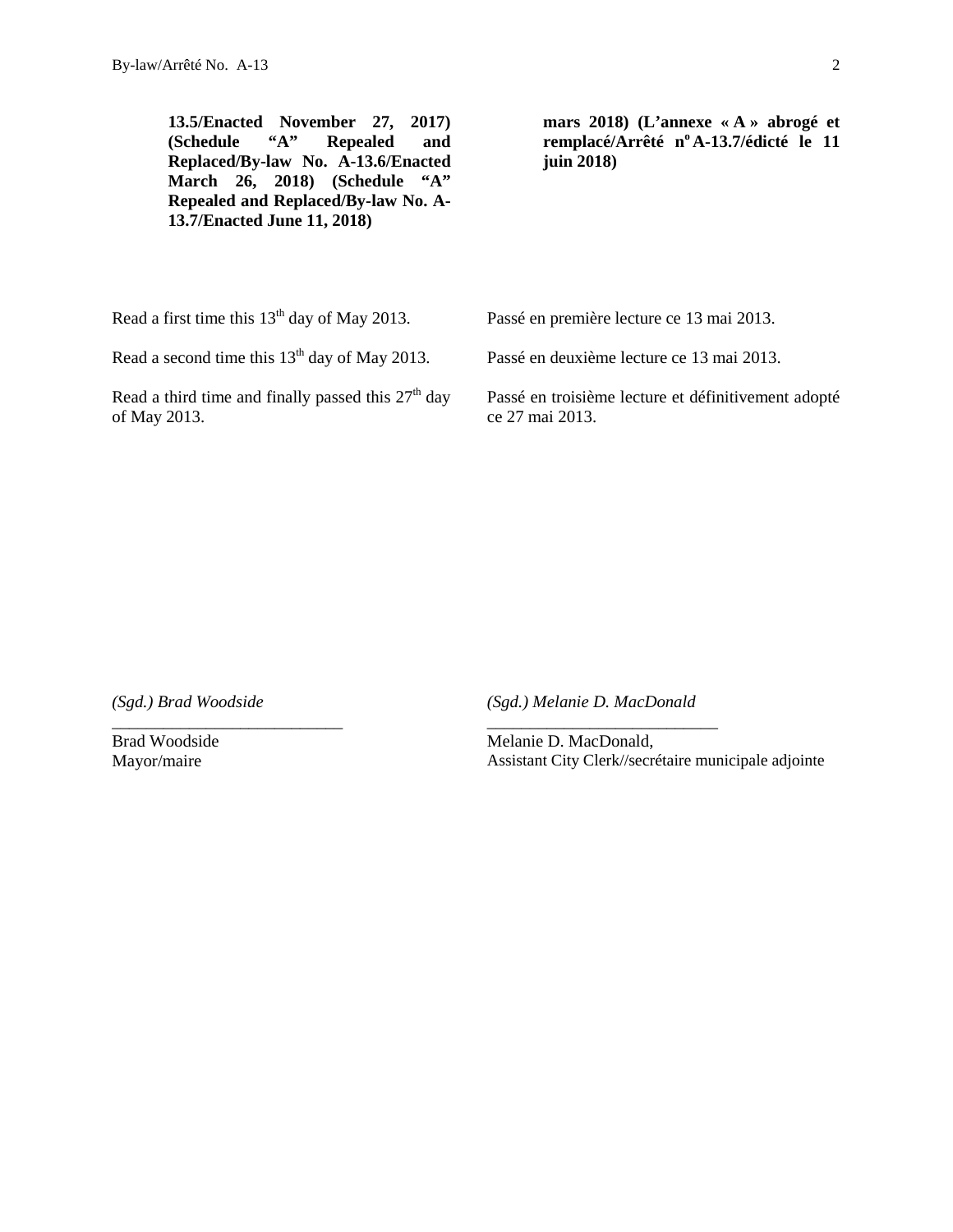**13.5/Enacted November 27, 2017) (Schedule "A" Repealed and Replaced/By-law No. A-13.6/Enacted March 26, 2018) (Schedule "A" Repealed and Replaced/By-law No. A-13.7/Enacted June 11, 2018)**

**mars 2018) (L'annexe « A » abrogé et remplacé/Arrêté nº A-13.7/édicté le 11 juin 2018)**

Read a first time this 13th day of May 2013.

Read a second time this 13th day of May 2013.

Read a third time and finally passed this 27th day of May 2013.

Passé en première lecture ce 13 mai 2013.

Passé en deuxième lecture ce 13 mai 2013.

Passé en troisième lecture et définitivement adopté ce 27 mai 2013.

*(Sgd.) Brad Woodside*

Brad Woodside
Mayor/maire

*(Sgd.) Melanie D. MacDonald*

Melanie D. MacDonald,
Assistant City Clerk//secrétaire municipale adjointe